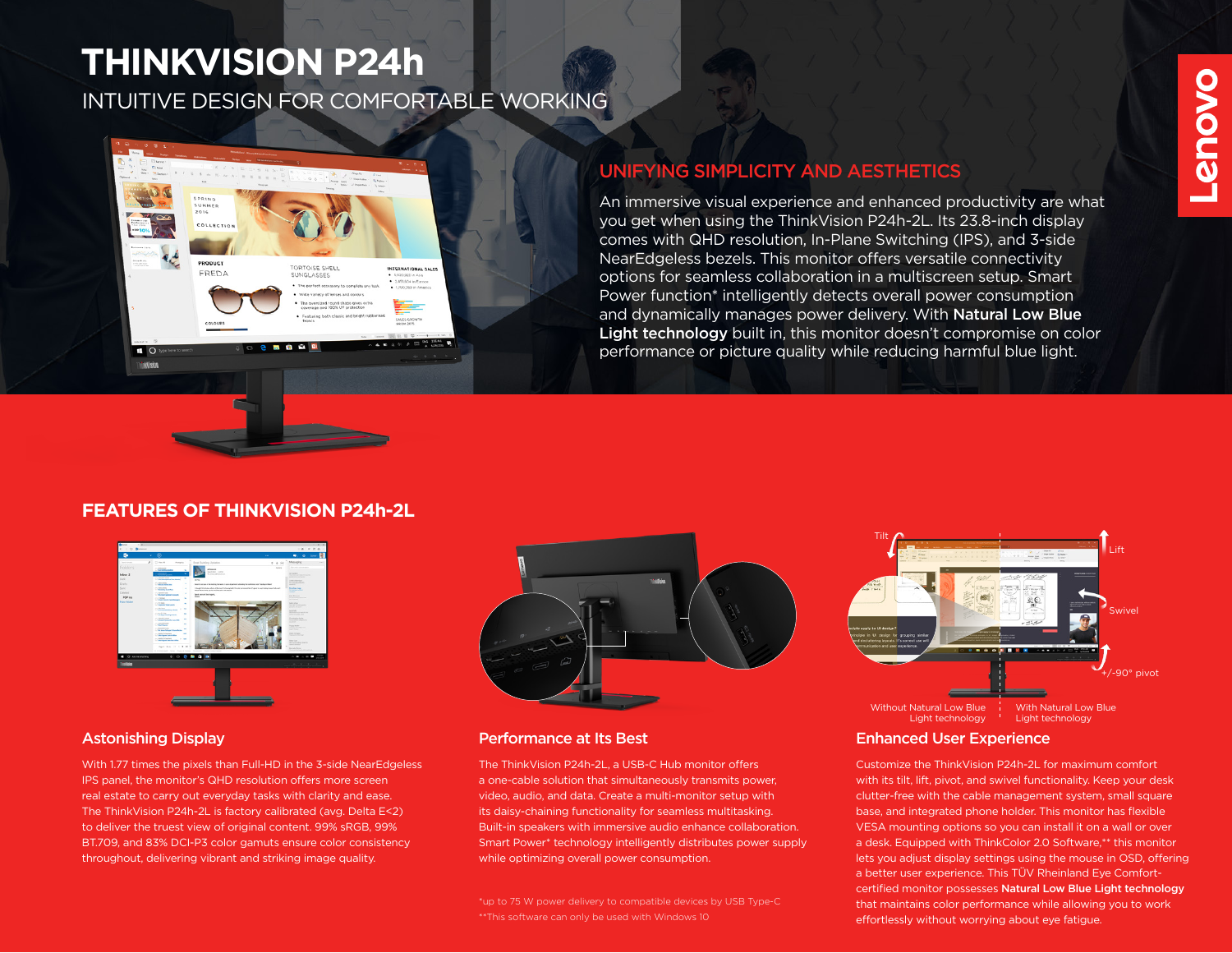# THINKVISION P24h

INTUITIVE DESIGN FOR COMFORTABLE WORKING

## UNIFYING SIMPLICITY AND AESTHETICS

An immersive visual experience and enhanced productivity are what you get when using the ThinkVision P24h-2L. Its 23.8-inch display comes with QHD resolution, In-Plane Switching (IPS), and 3-side NearEdgeless bezels. This monitor offers versatile connectivity options for seamless collaboration in a multiscreen setup. Smart Power function* intelligently detects overall power consumption and dynamically manages power delivery. With **Natural Low Blue Light technology** built in, this monitor doesn't compromise on color performance or picture quality while reducing harmful blue light.

## FEATURES OF THINKVISION P24h-2L

### Astonishing Display

With 1.77 times the pixels than Full-HD in the 3-side NearEdgeless IPS panel, the monitor's QHD resolution offers more screen real estate to carry out everyday tasks with clarity and ease. The ThinkVision P24h-2L is factory calibrated (avg. Delta E<2) to deliver the truest view of original content. 99% sRGB, 99% BT.709, and 83% DCI-P3 color gamuts ensure color consistency throughout, delivering vibrant and striking image quality.

### Performance at Its Best

The ThinkVision P24h-2L, a USB-C Hub monitor offers a one-cable solution that simultaneously transmits power, video, audio, and data. Create a multi-monitor setup with its daisy-chaining functionality for seamless multitasking. Built-in speakers with immersive audio enhance collaboration. Smart Power* technology intelligently distributes power supply while optimizing overall power consumption.

*up to 75 W power delivery to compatible devices by USB Type-C

**This software can only be used with Windows 10

### Enhanced User Experience

Tilt | Lift | Swivel | +/-90° pivot

Without Natural Low Blue Light technology | With Natural Low Blue Light technology

Customize the ThinkVision P24h-2L for maximum comfort with its tilt, lift, pivot, and swivel functionality. Keep your desk clutter-free with the cable management system, small square base, and integrated phone holder. This monitor has flexible VESA mounting options so you can install it on a wall or over a desk. Equipped with ThinkColor 2.0 Software,** this monitor lets you adjust display settings using the mouse in OSD, offering a better user experience. This TÜV Rheinland Eye Comfort-certified monitor possesses **Natural Low Blue Light technology** that maintains color performance while allowing you to work effortlessly without worrying about eye fatigue.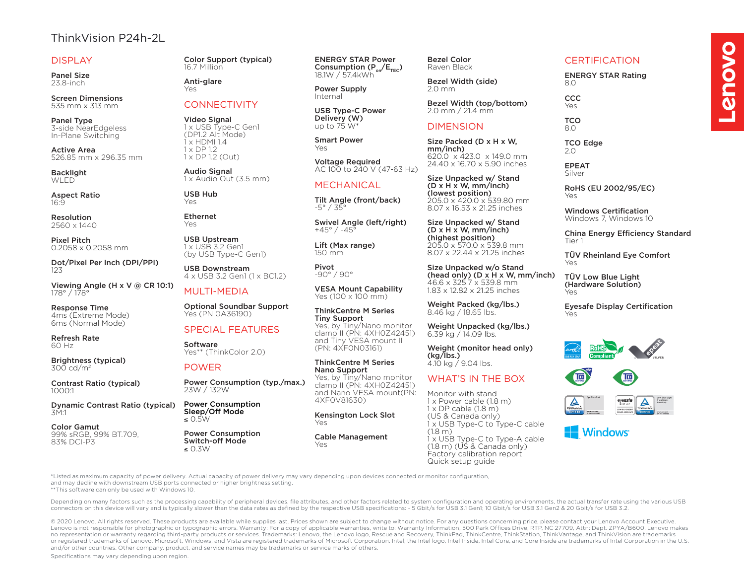# ThinkVision P24h-2L

## DISPLAY

**Panel Size**
23.8-inch

**Screen Dimensions**
535 mm x 313 mm

**Panel Type**
3-side NearEdgeless
In-Plane Switching

**Active Area**
526.85 mm x 296.35 mm

**Backlight**
WLED

**Aspect Ratio**
16:9

**Resolution**
2560 x 1440

**Pixel Pitch**
0.2058 x 0.2058 mm

**Dot/Pixel Per Inch (DPI/PPI)**
123

**Viewing Angle (H x V @ CR 10:1)**
178° / 178°

**Response Time**
4ms (Extreme Mode)
6ms (Normal Mode)

**Refresh Rate**
60 Hz

**Brightness (typical)**
300 cd/m²

**Contrast Ratio (typical)**
1000:1

**Dynamic Contrast Ratio (typical)**
3M:1

**Color Gamut**
99% sRGB, 99% BT.709,
83% DCI-P3

**Color Support (typical)**
16.7 Million

**Anti-glare**
Yes

## CONNECTIVITY

**Video Signal**
1 x USB Type-C Gen1
(DP1.2 Alt Mode)
1 x HDMI 1.4
1 x DP 1.2
1 x DP 1.2 (Out)

**Audio Signal**
1 x Audio Out (3.5 mm)

**USB Hub**
Yes

**Ethernet**
Yes

**USB Upstream**
1 x USB 3.2 Gen1
(by USB Type-C Gen1)

**USB Downstream**
4 x USB 3.2 Gen1 (1 x BC1.2)

## MULTI-MEDIA

**Optional Soundbar Support**
Yes (PN 0A36190)

## SPECIAL FEATURES

**Software**
Yes** (ThinkColor 2.0)

## POWER

**Power Consumption (typ./max.)**
23W / 132W

**Power Consumption Sleep/Off Mode**
≤ 0.5W

**Power Consumption Switch-off Mode**
≤ 0.3W

**ENERGY STAR Power Consumption ($P_{on}$/$E_{TEC}$)**
18.1W / 57.4kWh

**Power Supply**
Internal

**USB Type-C Power Delivery (W)**
up to 75 W*

**Smart Power**
Yes

**Voltage Required**
AC 100 to 240 V (47-63 Hz)

## MECHANICAL

**Tilt Angle (front/back)**
-5° / 35°

**Swivel Angle (left/right)**
+45° / -45°

**Lift (Max range)**
150 mm

**Pivot**
-90° / 90°

**VESA Mount Capability**
Yes (100 x 100 mm)

**ThinkCentre M Series Tiny Support**
Yes, by Tiny/Nano monitor clamp II (PN: 4XH0Z42451) and Tiny VESA mount II (PN: 4XF0N03161)

**ThinkCentre M Series Nano Support**
Yes, by Tiny/Nano monitor clamp II (PN: 4XH0Z42451) and Nano VESA mount(PN: 4XF0V81630)

**Kensington Lock Slot**
Yes

**Cable Management**
Yes

**Bezel Color**
Raven Black

**Bezel Width (side)**
2.0 mm

**Bezel Width (top/bottom)**
2.0 mm / 21.4 mm

## DIMENSION

**Size Packed (D x H x W, mm/inch)**
620.0 x 423.0 x 149.0 mm
24.40 x 16.70 x 5.90 inches

**Size Unpacked w/ Stand (D x H x W, mm/inch) (lowest position)**
205.0 x 420.0 x 539.80 mm
8.07 x 16.53 x 21.25 inches

**Size Unpacked w/ Stand (D x H x W, mm/inch) (highest position)**
205.0 x 570.0 x 539.8 mm
8.07 x 22.44 x 21.25 inches

**Size Unpacked w/o Stand (head only) (D x H x W, mm/inch)**
46.6 x 325.7 x 539.8 mm
1.83 x 12.82 x 21.25 inches

**Weight Packed (kg/lbs.)**
8.46 kg / 18.65 lbs.

**Weight Unpacked (kg/lbs.)**
6.39 kg / 14.09 lbs.

**Weight (monitor head only) (kg/lbs.)**
4.10 kg / 9.04 lbs.

## WHAT'S IN THE BOX

Monitor with stand
1 x Power cable (1.8 m)
1 x DP cable (1.8 m)
(US & Canada only)
1 x USB Type-C to Type-C cable (1.8 m)
1 x USB Type-C to Type-A cable (1.8 m) (US & Canada only)
Factory calibration report
Quick setup guide

## CERTIFICATION

**ENERGY STAR Rating**
8.0

**CCC**
Yes

**TCO**
8.0

**TCO Edge**
2.0

**EPEAT**
Silver

**RoHS (EU 2002/95/EC)**
Yes

**Windows Certification**
Windows 7, Windows 10

**China Energy Efficiency Standard**
Tier 1

**TÜV Rheinland Eye Comfort**
Yes

**TÜV Low Blue Light (Hardware Solution)**
Yes

**Eyesafe Display Certification**
Yes

*Listed as maximum capacity of power delivery. Actual capacity of power delivery may vary depending upon devices connected or monitor configuration, and may decline with downstream USB ports connected or higher brightness setting.
**This software can only be used with Windows 10.

Depending on many factors such as the processing capability of peripheral devices, file attributes, and other factors related to system configuration and operating environments, the actual transfer rate using the various USB connectors on this device will vary and is typically slower than the data rates as defined by the respective USB specifications: - 5 Gbit/s for USB 3.1 Gen1; 10 Gbit/s for USB 3.1 Gen2 & 20 Gbit/s for USB 3.2.

© 2020 Lenovo. All rights reserved. These products are available while supplies last. Prices shown are subject to change without notice. For any questions concerning price, please contact your Lenovo Account Executive. Lenovo is not responsible for photographic or typographic errors. Warranty: For a copy of applicable warranties, write to: Warranty Information, 500 Park Offices Drive, RTP, NC 27709, Attn: Dept. ZPYA/B600. Lenovo makes no representation or warranty regarding third-party products or services. Trademarks: Lenovo, the Lenovo logo, Rescue and Recovery, ThinkPad, ThinkCentre, ThinkStation, ThinkVantage, and ThinkVision are trademarks or registered trademarks of Lenovo. Microsoft, Windows, and Vista are registered trademarks of Microsoft Corporation. Intel, the Intel logo, Intel Inside, Intel Core, and Core Inside are trademarks of Intel Corporation in the U.S. and/or other countries. Other company, product, and service names may be trademarks or service marks of others.

Specifications may vary depending upon region.